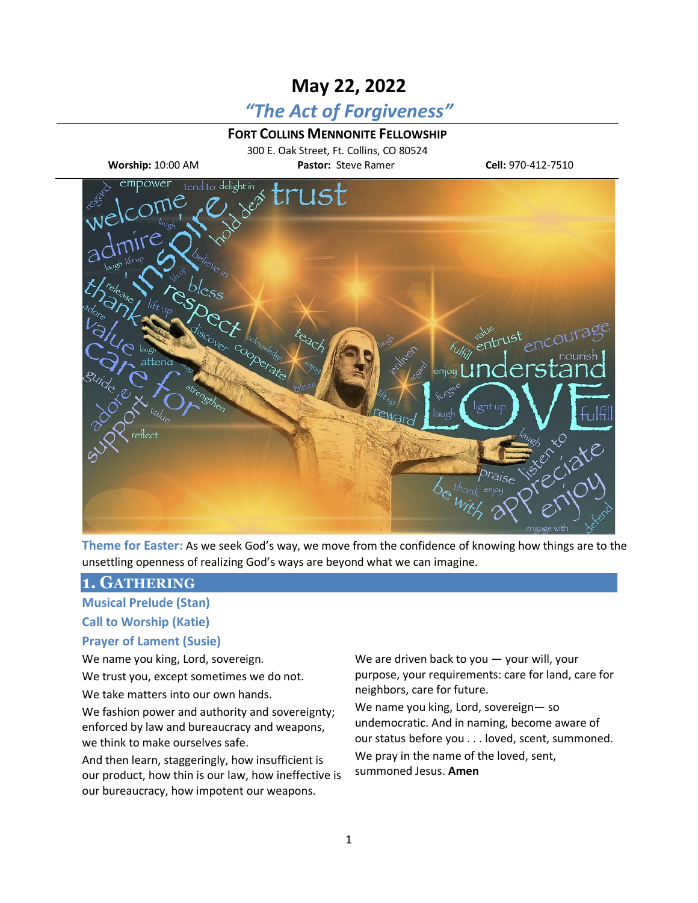# May 22, 2022

## *"The Act of Forgiveness"*

**FORT COLLINS MENNONITE FELLOWSHIP**

300 E. Oak Street, Ft. Collins, CO 80524

**Worship:** 10:00 AM **Pastor:** Steve Ramer **Cell:** 970-412-7510

**Theme for Easter:** As we seek God's way, we move from the confidence of knowing how things are to the unsettling openness of realizing God's ways are beyond what we can imagine.

## 1. GATHERING

### Musical Prelude (Stan)

### Call to Worship (Katie)

### Prayer of Lament (Susie)

We name you king, Lord, sovereign.

We trust you, except sometimes we do not.

We take matters into our own hands.

We fashion power and authority and sovereignty; enforced by law and bureaucracy and weapons, we think to make ourselves safe.

And then learn, staggeringly, how insufficient is our product, how thin is our law, how ineffective is our bureaucracy, how impotent our weapons.

We are driven back to you — your will, your purpose, your requirements: care for land, care for neighbors, care for future.

We name you king, Lord, sovereign— so undemocratic. And in naming, become aware of our status before you . . . loved, scent, summoned.

We pray in the name of the loved, sent, summoned Jesus. **Amen**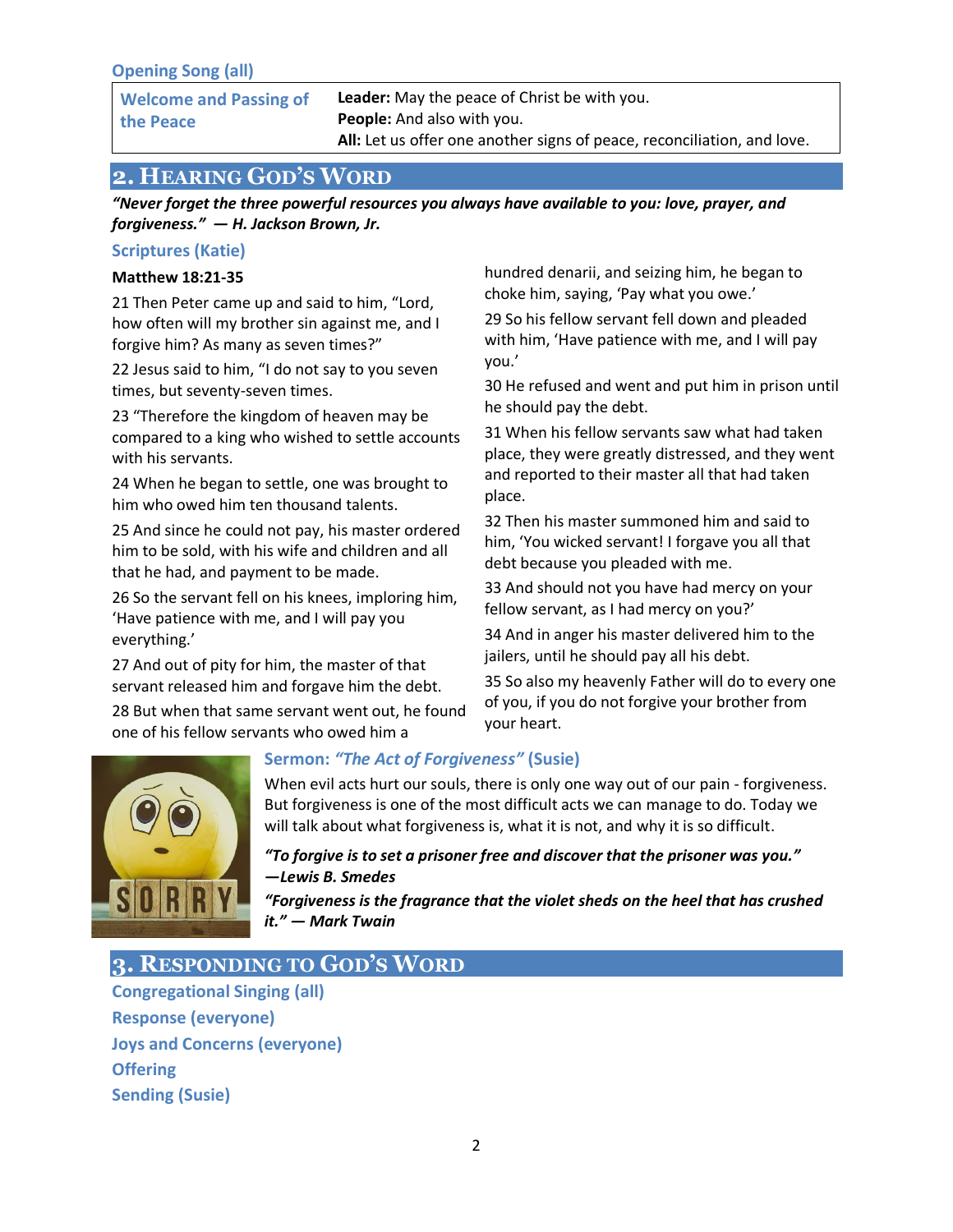### Opening Song (all)

| | |
|---|---|
| **Welcome and Passing of the Peace** | **Leader:** May the peace of Christ be with you.<br>**People:** And also with you.<br>**All:** Let us offer one another signs of peace, reconciliation, and love. |

## 2. Hearing God's Word

***"Never forget the three powerful resources you always have available to you: love, prayer, and forgiveness." — H. Jackson Brown, Jr.***

### Scriptures (Katie)

**Matthew 18:21-35**

21 Then Peter came up and said to him, "Lord, how often will my brother sin against me, and I forgive him? As many as seven times?"

22 Jesus said to him, "I do not say to you seven times, but seventy-seven times.

23 "Therefore the kingdom of heaven may be compared to a king who wished to settle accounts with his servants.

24 When he began to settle, one was brought to him who owed him ten thousand talents.

25 And since he could not pay, his master ordered him to be sold, with his wife and children and all that he had, and payment to be made.

26 So the servant fell on his knees, imploring him, 'Have patience with me, and I will pay you everything.'

27 And out of pity for him, the master of that servant released him and forgave him the debt.

28 But when that same servant went out, he found one of his fellow servants who owed him a hundred denarii, and seizing him, he began to choke him, saying, 'Pay what you owe.'

29 So his fellow servant fell down and pleaded with him, 'Have patience with me, and I will pay you.'

30 He refused and went and put him in prison until he should pay the debt.

31 When his fellow servants saw what had taken place, they were greatly distressed, and they went and reported to their master all that had taken place.

32 Then his master summoned him and said to him, 'You wicked servant! I forgave you all that debt because you pleaded with me.

33 And should not you have had mercy on your fellow servant, as I had mercy on you?'

34 And in anger his master delivered him to the jailers, until he should pay all his debt.

35 So also my heavenly Father will do to every one of you, if you do not forgive your brother from your heart.

### Sermon: *"The Act of Forgiveness"* (Susie)

When evil acts hurt our souls, there is only one way out of our pain - forgiveness. But forgiveness is one of the most difficult acts we can manage to do. Today we will talk about what forgiveness is, what it is not, and why it is so difficult.

***"To forgive is to set a prisoner free and discover that the prisoner was you." —Lewis B. Smedes***

***"Forgiveness is the fragrance that the violet sheds on the heel that has crushed it." — Mark Twain***

## 3. Responding to God's Word

### Congregational Singing (all)

### Response (everyone)

### Joys and Concerns (everyone)

### Offering

### Sending (Susie)